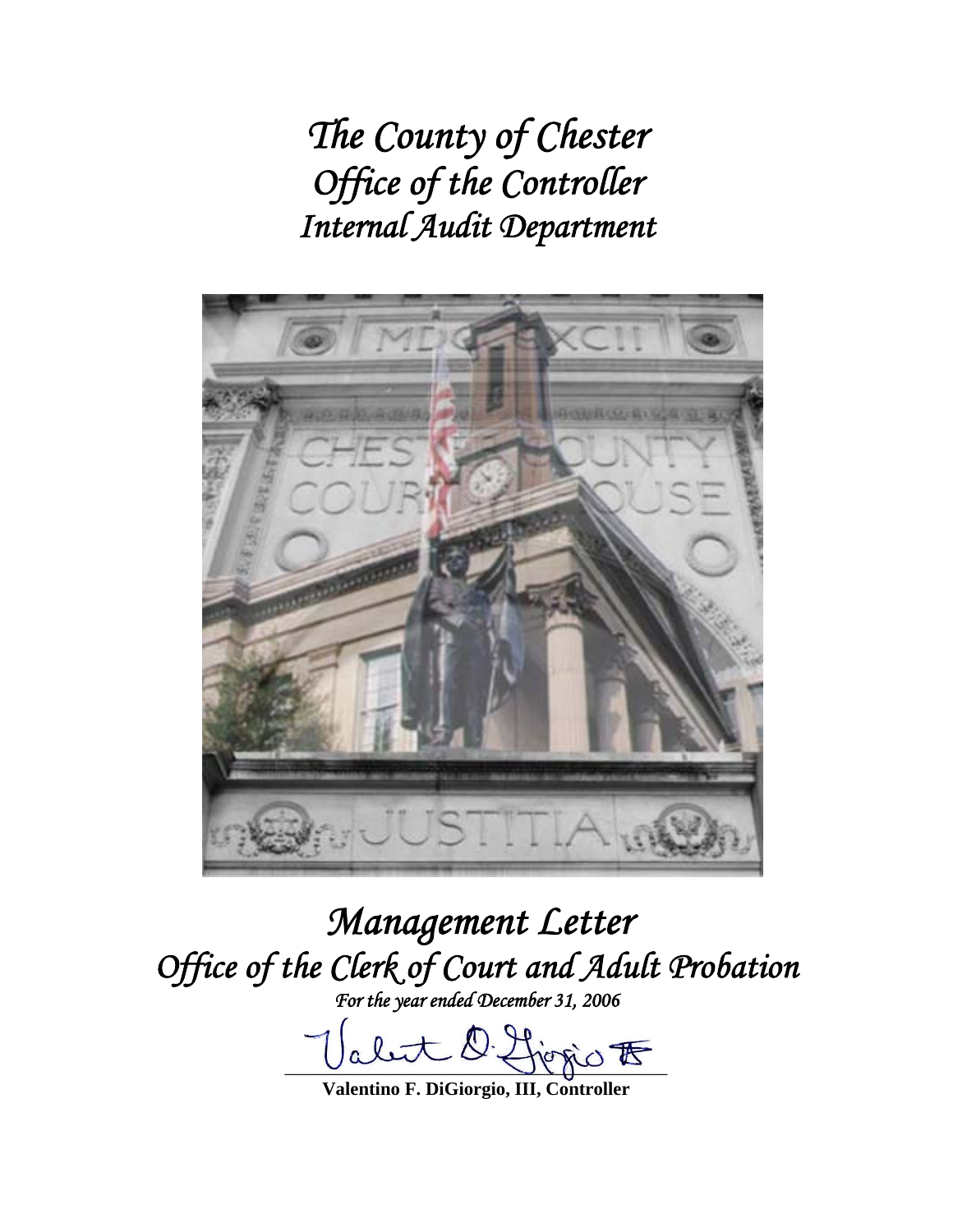# *The County of Chester*
# *Office of the Controller*
# *Internal Audit Department*

# *Management Letter*
## *Office of the Clerk of Court and Adult Probation*

*For the year ended December 31, 2006*

**Valentino F. DiGiorgio, III, Controller**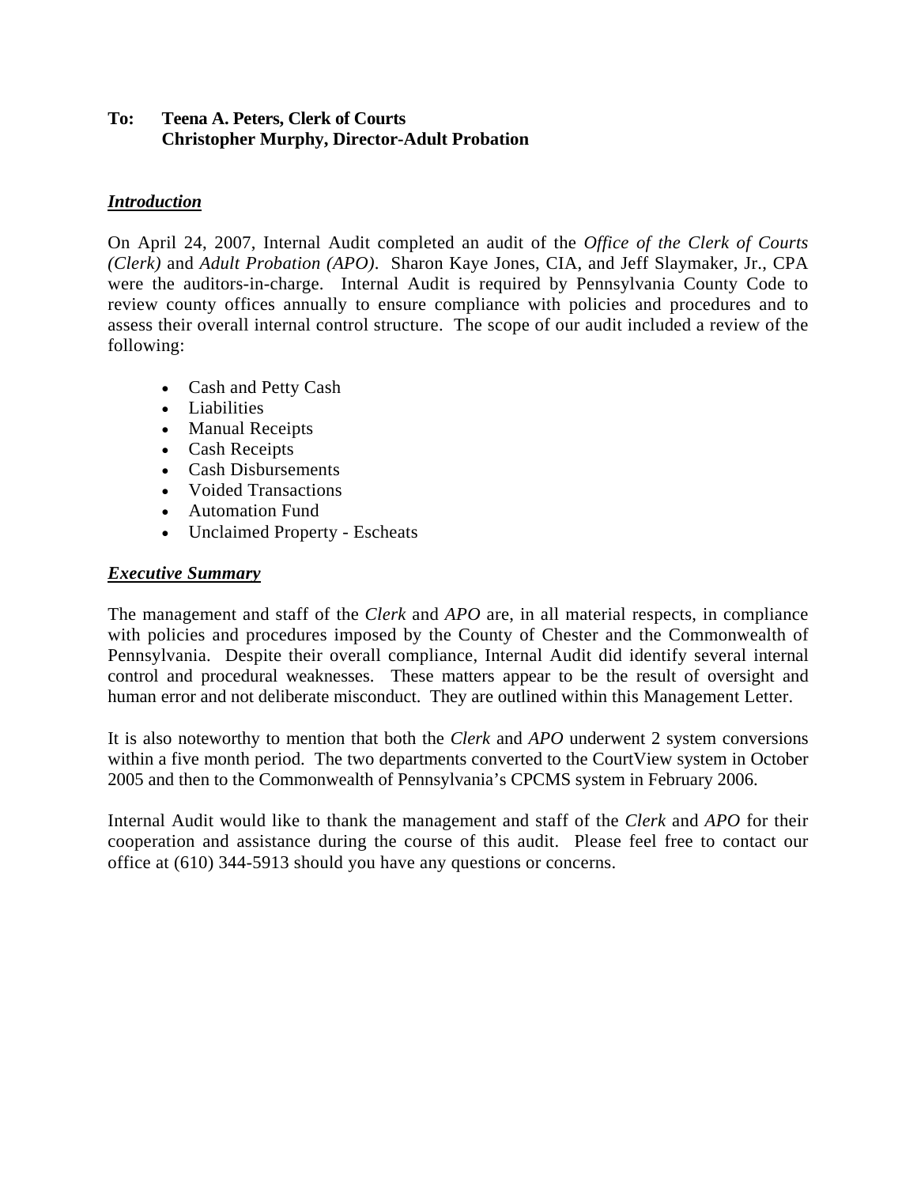**To: Teena A. Peters, Clerk of Courts**
**Christopher Murphy, Director-Adult Probation**

***Introduction***

On April 24, 2007, Internal Audit completed an audit of the *Office of the Clerk of Courts (Clerk)* and *Adult Probation (APO)*. Sharon Kaye Jones, CIA, and Jeff Slaymaker, Jr., CPA were the auditors-in-charge. Internal Audit is required by Pennsylvania County Code to review county offices annually to ensure compliance with policies and procedures and to assess their overall internal control structure. The scope of our audit included a review of the following:

- Cash and Petty Cash
- Liabilities
- Manual Receipts
- Cash Receipts
- Cash Disbursements
- Voided Transactions
- Automation Fund
- Unclaimed Property - Escheats

***Executive Summary***

The management and staff of the *Clerk* and *APO* are, in all material respects, in compliance with policies and procedures imposed by the County of Chester and the Commonwealth of Pennsylvania. Despite their overall compliance, Internal Audit did identify several internal control and procedural weaknesses. These matters appear to be the result of oversight and human error and not deliberate misconduct. They are outlined within this Management Letter.

It is also noteworthy to mention that both the *Clerk* and *APO* underwent 2 system conversions within a five month period. The two departments converted to the CourtView system in October 2005 and then to the Commonwealth of Pennsylvania's CPCMS system in February 2006.

Internal Audit would like to thank the management and staff of the *Clerk* and *APO* for their cooperation and assistance during the course of this audit. Please feel free to contact our office at (610) 344-5913 should you have any questions or concerns.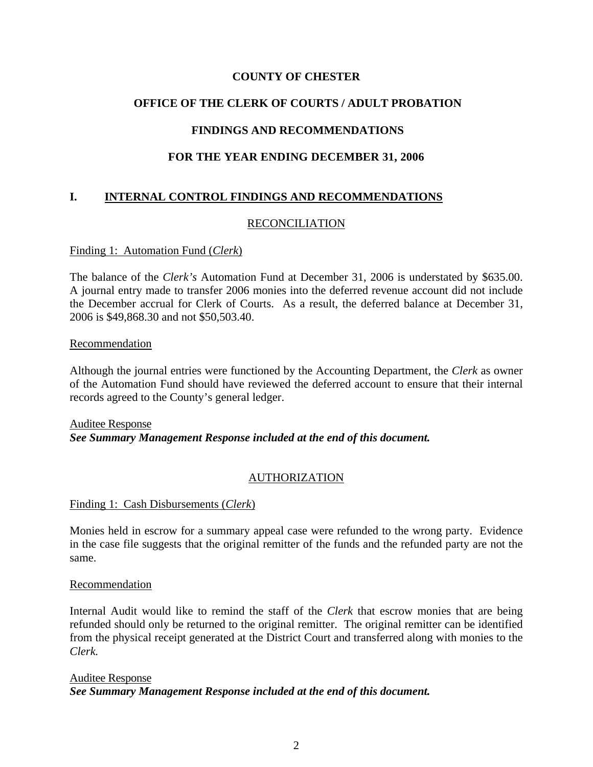**COUNTY OF CHESTER**

**OFFICE OF THE CLERK OF COURTS / ADULT PROBATION**

**FINDINGS AND RECOMMENDATIONS**

**FOR THE YEAR ENDING DECEMBER 31, 2006**

## I. INTERNAL CONTROL FINDINGS AND RECOMMENDATIONS

### RECONCILIATION

Finding 1: Automation Fund (*Clerk*)

The balance of the *Clerk's* Automation Fund at December 31, 2006 is understated by $635.00. A journal entry made to transfer 2006 monies into the deferred revenue account did not include the December accrual for Clerk of Courts. As a result, the deferred balance at December 31, 2006 is $49,868.30 and not $50,503.40.

Recommendation

Although the journal entries were functioned by the Accounting Department, the *Clerk* as owner of the Automation Fund should have reviewed the deferred account to ensure that their internal records agreed to the County's general ledger.

Auditee Response
***See Summary Management Response included at the end of this document.***

### AUTHORIZATION

Finding 1: Cash Disbursements (*Clerk*)

Monies held in escrow for a summary appeal case were refunded to the wrong party. Evidence in the case file suggests that the original remitter of the funds and the refunded party are not the same.

Recommendation

Internal Audit would like to remind the staff of the *Clerk* that escrow monies that are being refunded should only be returned to the original remitter. The original remitter can be identified from the physical receipt generated at the District Court and transferred along with monies to the *Clerk.*

Auditee Response
***See Summary Management Response included at the end of this document.***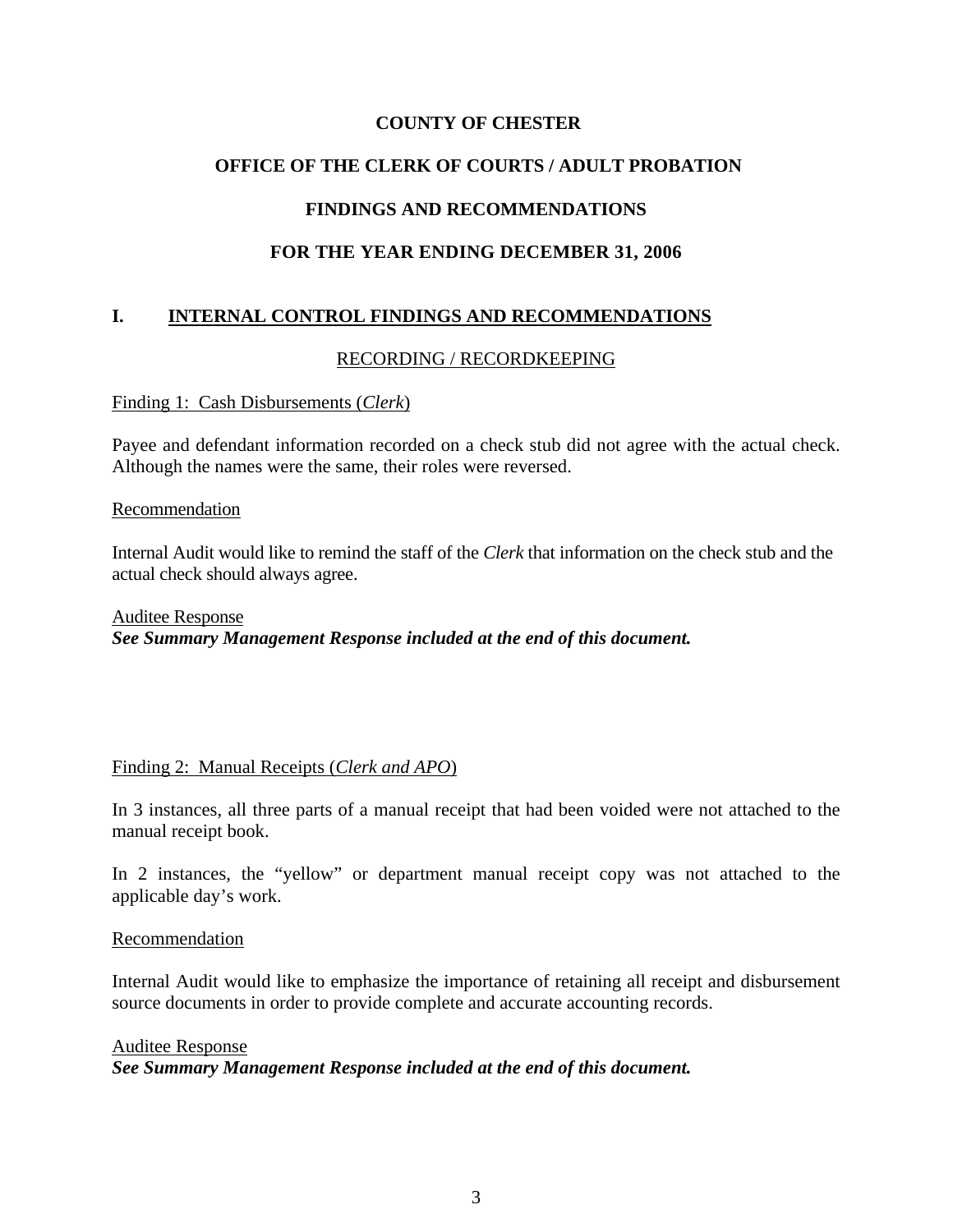**COUNTY OF CHESTER**

**OFFICE OF THE CLERK OF COURTS / ADULT PROBATION**

**FINDINGS AND RECOMMENDATIONS**

**FOR THE YEAR ENDING DECEMBER 31, 2006**

## I. INTERNAL CONTROL FINDINGS AND RECOMMENDATIONS

### RECORDING / RECORDKEEPING

Finding 1: Cash Disbursements (*Clerk*)

Payee and defendant information recorded on a check stub did not agree with the actual check. Although the names were the same, their roles were reversed.

Recommendation

Internal Audit would like to remind the staff of the *Clerk* that information on the check stub and the actual check should always agree.

Auditee Response
***See Summary Management Response included at the end of this document.***

Finding 2: Manual Receipts (*Clerk and APO*)

In 3 instances, all three parts of a manual receipt that had been voided were not attached to the manual receipt book.

In 2 instances, the "yellow" or department manual receipt copy was not attached to the applicable day's work.

Recommendation

Internal Audit would like to emphasize the importance of retaining all receipt and disbursement source documents in order to provide complete and accurate accounting records.

Auditee Response
***See Summary Management Response included at the end of this document.***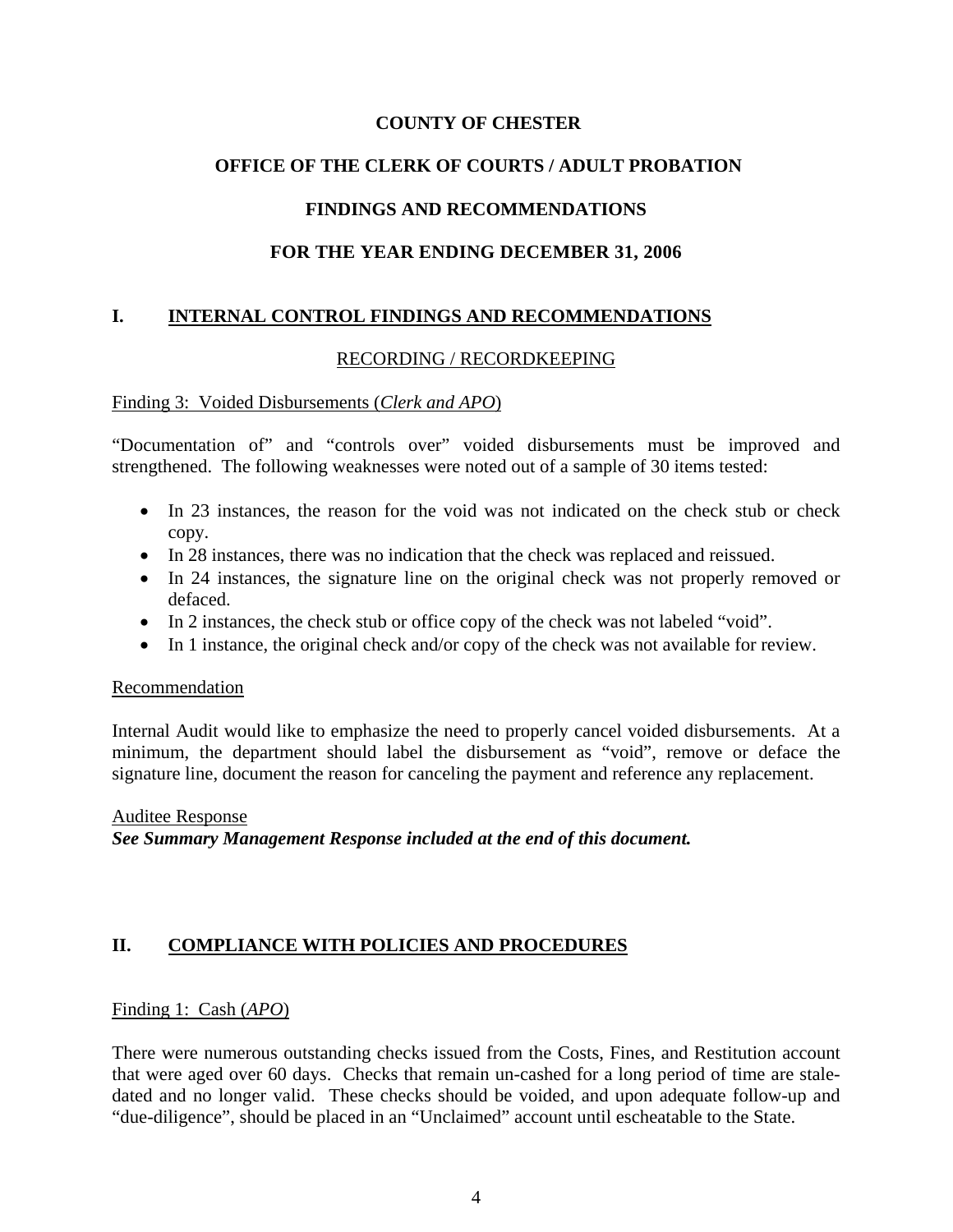**COUNTY OF CHESTER**

**OFFICE OF THE CLERK OF COURTS / ADULT PROBATION**

**FINDINGS AND RECOMMENDATIONS**

**FOR THE YEAR ENDING DECEMBER 31, 2006**

## I. INTERNAL CONTROL FINDINGS AND RECOMMENDATIONS

RECORDING / RECORDKEEPING

Finding 3: Voided Disbursements (*Clerk and APO*)

"Documentation of" and "controls over" voided disbursements must be improved and strengthened. The following weaknesses were noted out of a sample of 30 items tested:

- In 23 instances, the reason for the void was not indicated on the check stub or check copy.
- In 28 instances, there was no indication that the check was replaced and reissued.
- In 24 instances, the signature line on the original check was not properly removed or defaced.
- In 2 instances, the check stub or office copy of the check was not labeled "void".
- In 1 instance, the original check and/or copy of the check was not available for review.

Recommendation

Internal Audit would like to emphasize the need to properly cancel voided disbursements. At a minimum, the department should label the disbursement as "void", remove or deface the signature line, document the reason for canceling the payment and reference any replacement.

Auditee Response
***See Summary Management Response included at the end of this document.***

## II. COMPLIANCE WITH POLICIES AND PROCEDURES

Finding 1: Cash (*APO*)

There were numerous outstanding checks issued from the Costs, Fines, and Restitution account that were aged over 60 days. Checks that remain un-cashed for a long period of time are stale-dated and no longer valid. These checks should be voided, and upon adequate follow-up and "due-diligence", should be placed in an "Unclaimed" account until escheatable to the State.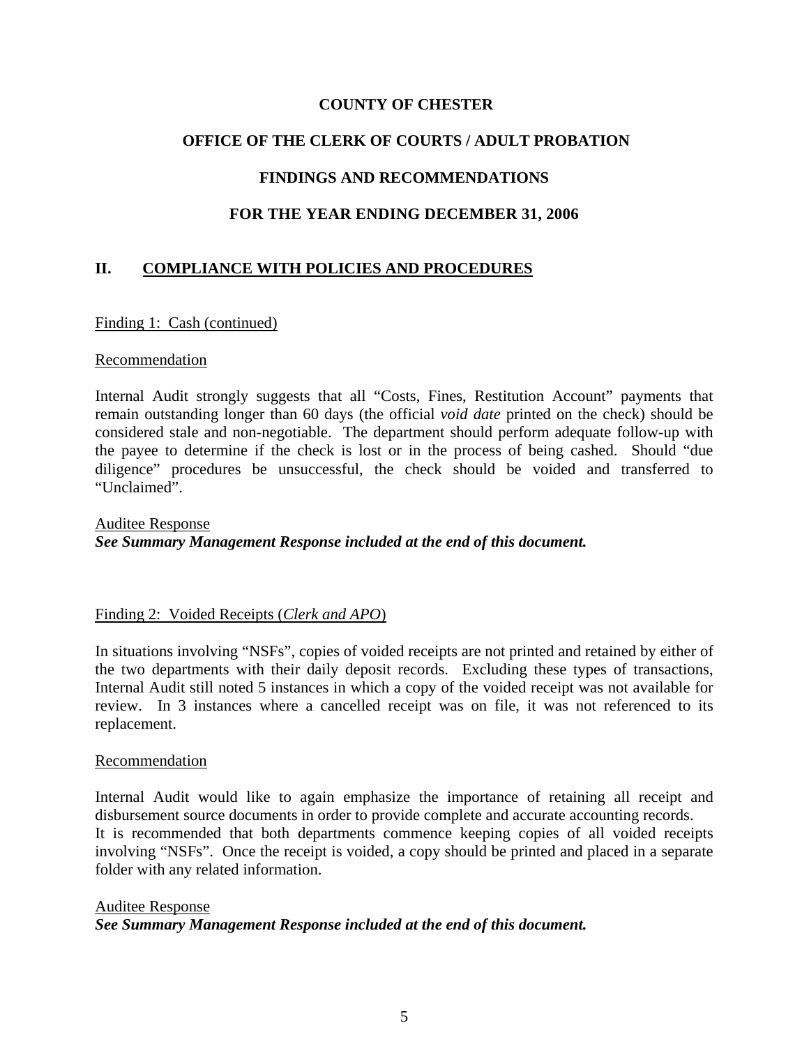**COUNTY OF CHESTER**

**OFFICE OF THE CLERK OF COURTS / ADULT PROBATION**

**FINDINGS AND RECOMMENDATIONS**

**FOR THE YEAR ENDING DECEMBER 31, 2006**

## II. COMPLIANCE WITH POLICIES AND PROCEDURES

Finding 1: Cash (continued)

Recommendation

Internal Audit strongly suggests that all "Costs, Fines, Restitution Account" payments that remain outstanding longer than 60 days (the official *void date* printed on the check) should be considered stale and non-negotiable. The department should perform adequate follow-up with the payee to determine if the check is lost or in the process of being cashed. Should "due diligence" procedures be unsuccessful, the check should be voided and transferred to "Unclaimed".

Auditee Response
***See Summary Management Response included at the end of this document.***

Finding 2: Voided Receipts (*Clerk and APO*)

In situations involving "NSFs", copies of voided receipts are not printed and retained by either of the two departments with their daily deposit records. Excluding these types of transactions, Internal Audit still noted 5 instances in which a copy of the voided receipt was not available for review. In 3 instances where a cancelled receipt was on file, it was not referenced to its replacement.

Recommendation

Internal Audit would like to again emphasize the importance of retaining all receipt and disbursement source documents in order to provide complete and accurate accounting records. It is recommended that both departments commence keeping copies of all voided receipts involving "NSFs". Once the receipt is voided, a copy should be printed and placed in a separate folder with any related information.

Auditee Response
***See Summary Management Response included at the end of this document.***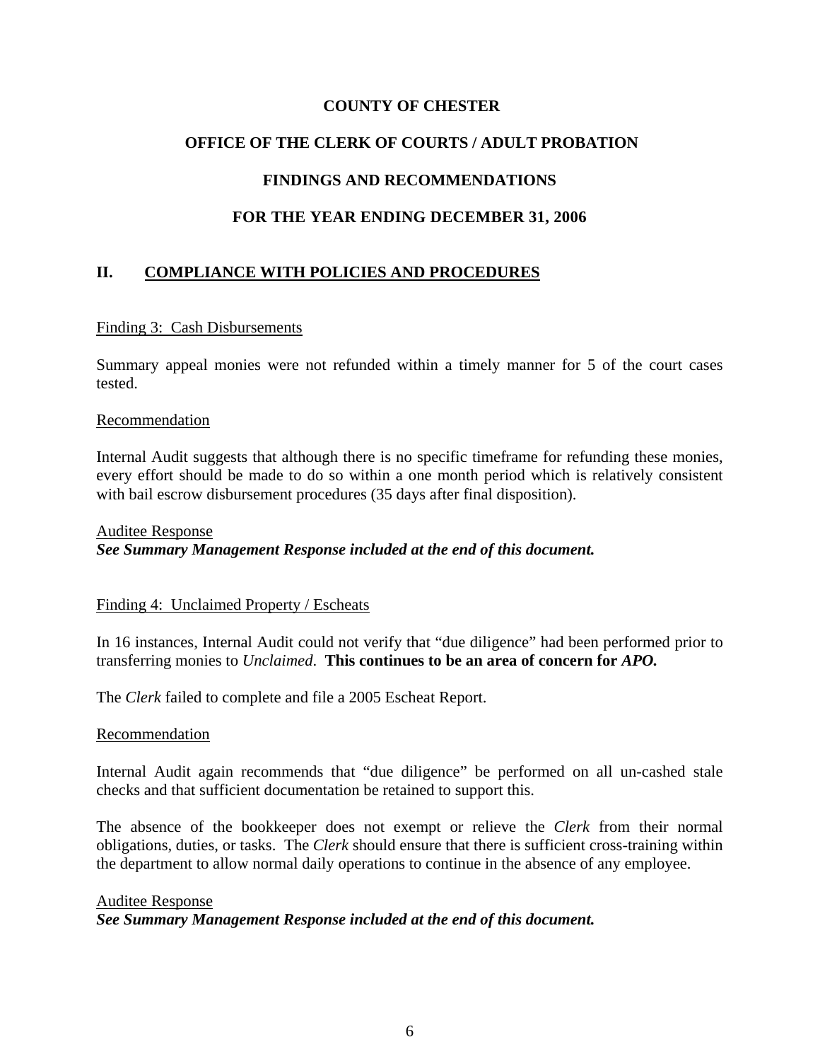**COUNTY OF CHESTER**

**OFFICE OF THE CLERK OF COURTS / ADULT PROBATION**

**FINDINGS AND RECOMMENDATIONS**

**FOR THE YEAR ENDING DECEMBER 31, 2006**

## II. COMPLIANCE WITH POLICIES AND PROCEDURES

### Finding 3: Cash Disbursements

Summary appeal monies were not refunded within a timely manner for 5 of the court cases tested.

Recommendation

Internal Audit suggests that although there is no specific timeframe for refunding these monies, every effort should be made to do so within a one month period which is relatively consistent with bail escrow disbursement procedures (35 days after final disposition).

Auditee Response
***See Summary Management Response included at the end of this document.***

### Finding 4: Unclaimed Property / Escheats

In 16 instances, Internal Audit could not verify that "due diligence" had been performed prior to transferring monies to *Unclaimed*. **This continues to be an area of concern for *APO.***

The *Clerk* failed to complete and file a 2005 Escheat Report.

Recommendation

Internal Audit again recommends that "due diligence" be performed on all un-cashed stale checks and that sufficient documentation be retained to support this.

The absence of the bookkeeper does not exempt or relieve the *Clerk* from their normal obligations, duties, or tasks. The *Clerk* should ensure that there is sufficient cross-training within the department to allow normal daily operations to continue in the absence of any employee.

Auditee Response
***See Summary Management Response included at the end of this document.***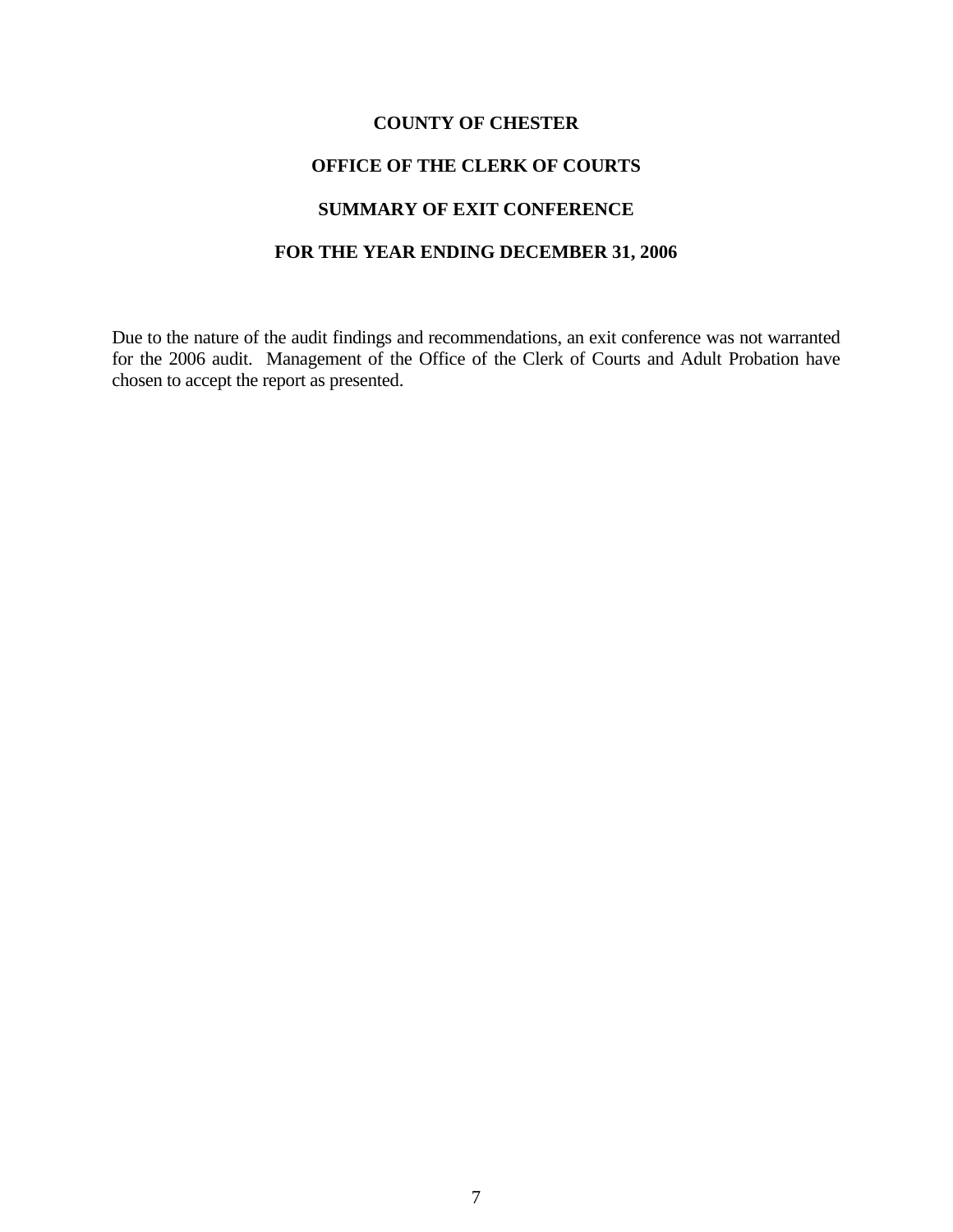**COUNTY OF CHESTER**

**OFFICE OF THE CLERK OF COURTS**

**SUMMARY OF EXIT CONFERENCE**

**FOR THE YEAR ENDING DECEMBER 31, 2006**

Due to the nature of the audit findings and recommendations, an exit conference was not warranted for the 2006 audit. Management of the Office of the Clerk of Courts and Adult Probation have chosen to accept the report as presented.